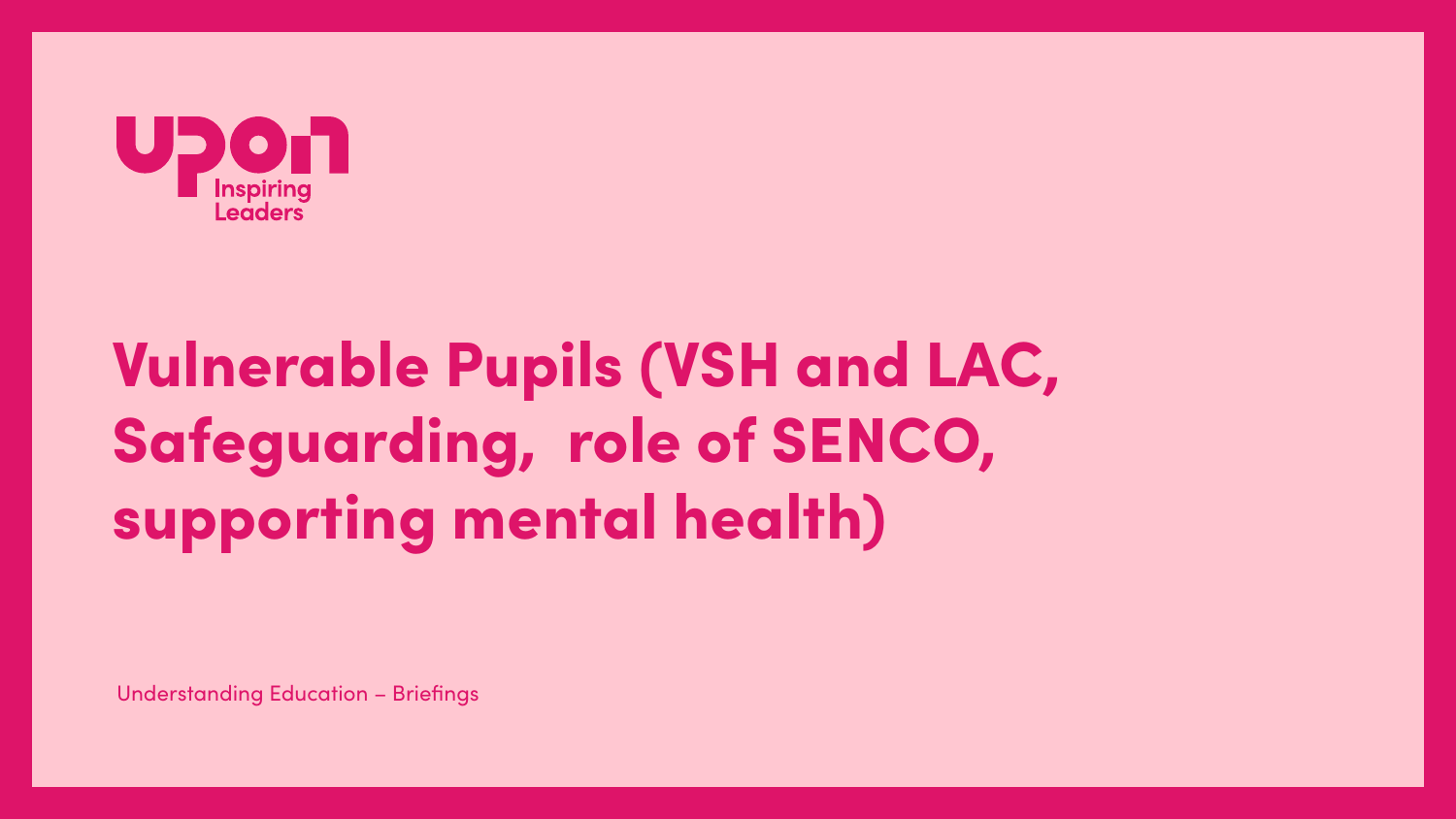upon
Inspiring Leaders

# Vulnerable Pupils (VSH and LAC, Safeguarding, role of SENCO, supporting mental health)

Understanding Education – Briefings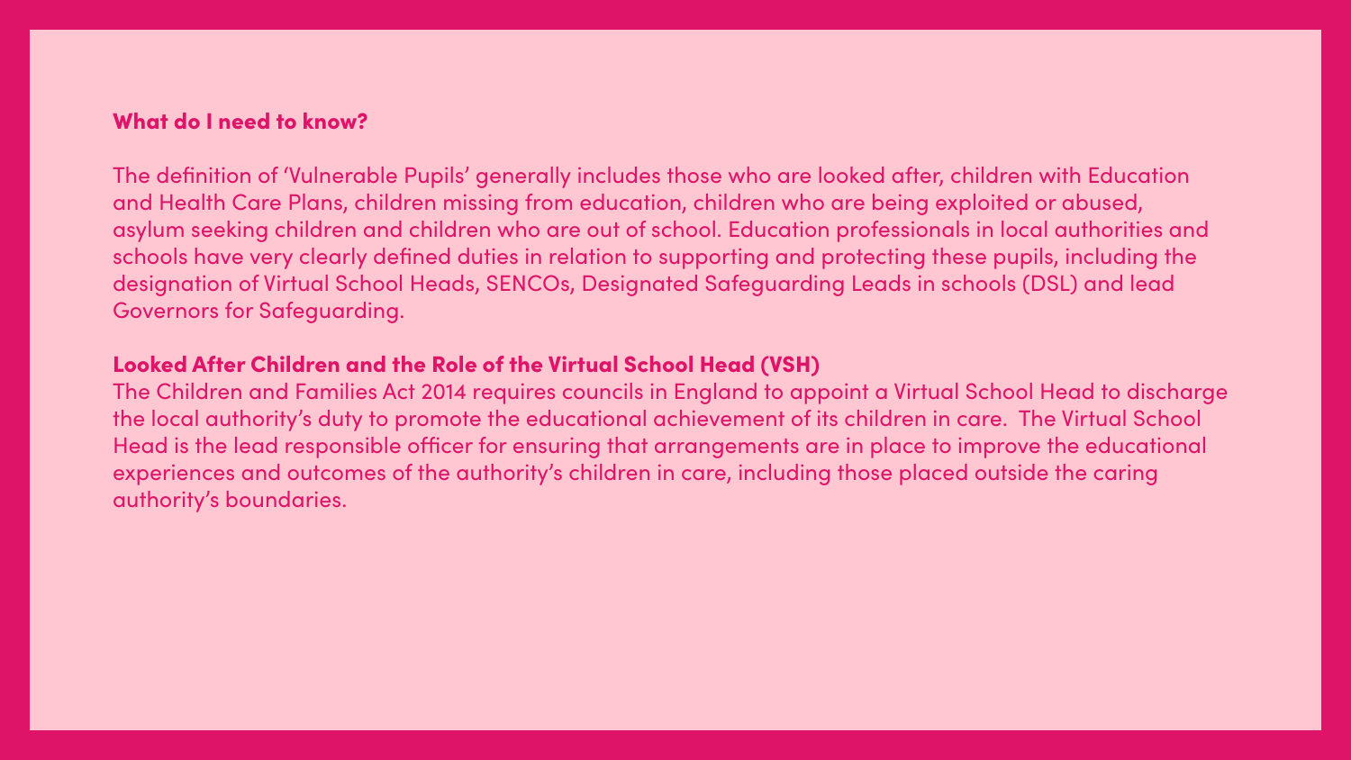## What do I need to know?

The definition of 'Vulnerable Pupils' generally includes those who are looked after, children with Education and Health Care Plans, children missing from education, children who are being exploited or abused, asylum seeking children and children who are out of school. Education professionals in local authorities and schools have very clearly defined duties in relation to supporting and protecting these pupils, including the designation of Virtual School Heads, SENCOs, Designated Safeguarding Leads in schools (DSL) and lead Governors for Safeguarding.

## Looked After Children and the Role of the Virtual School Head (VSH)

The Children and Families Act 2014 requires councils in England to appoint a Virtual School Head to discharge the local authority's duty to promote the educational achievement of its children in care. The Virtual School Head is the lead responsible officer for ensuring that arrangements are in place to improve the educational experiences and outcomes of the authority's children in care, including those placed outside the caring authority's boundaries.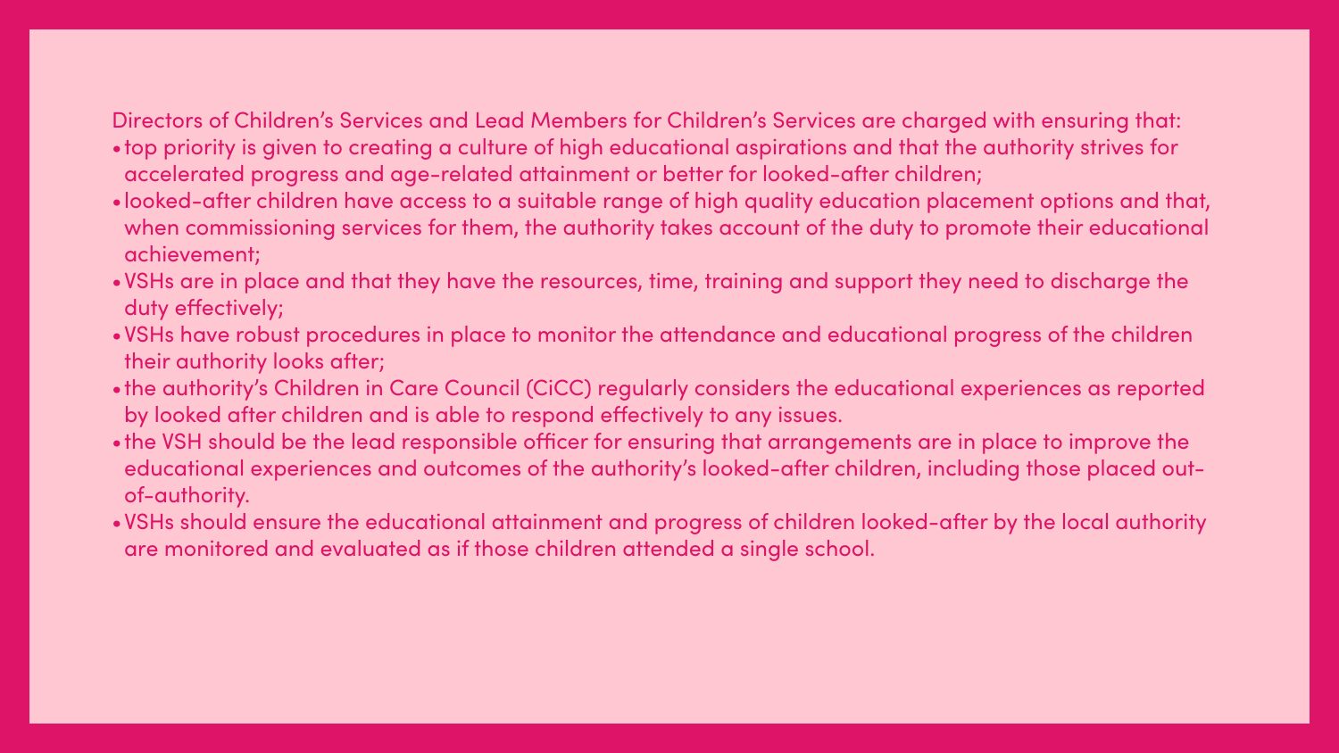Directors of Children's Services and Lead Members for Children's Services are charged with ensuring that:

- top priority is given to creating a culture of high educational aspirations and that the authority strives for accelerated progress and age-related attainment or better for looked-after children;
- looked-after children have access to a suitable range of high quality education placement options and that, when commissioning services for them, the authority takes account of the duty to promote their educational achievement;
- VSHs are in place and that they have the resources, time, training and support they need to discharge the duty effectively;
- VSHs have robust procedures in place to monitor the attendance and educational progress of the children their authority looks after;
- the authority's Children in Care Council (CiCC) regularly considers the educational experiences as reported by looked after children and is able to respond effectively to any issues.
- the VSH should be the lead responsible officer for ensuring that arrangements are in place to improve the educational experiences and outcomes of the authority's looked-after children, including those placed out-of-authority.
- VSHs should ensure the educational attainment and progress of children looked-after by the local authority are monitored and evaluated as if those children attended a single school.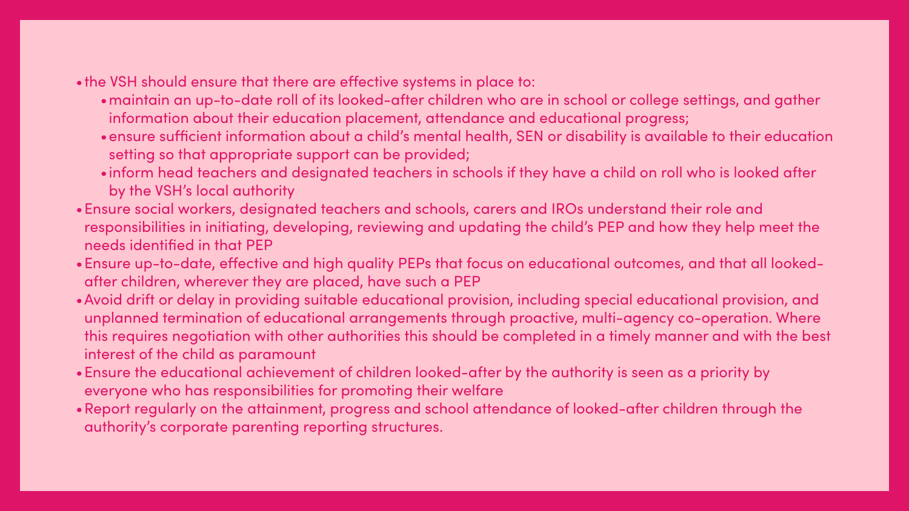- the VSH should ensure that there are effective systems in place to:
  - maintain an up-to-date roll of its looked-after children who are in school or college settings, and gather information about their education placement, attendance and educational progress;
  - ensure sufficient information about a child's mental health, SEN or disability is available to their education setting so that appropriate support can be provided;
  - inform head teachers and designated teachers in schools if they have a child on roll who is looked after by the VSH's local authority
- Ensure social workers, designated teachers and schools, carers and IROs understand their role and responsibilities in initiating, developing, reviewing and updating the child's PEP and how they help meet the needs identified in that PEP
- Ensure up-to-date, effective and high quality PEPs that focus on educational outcomes, and that all looked-after children, wherever they are placed, have such a PEP
- Avoid drift or delay in providing suitable educational provision, including special educational provision, and unplanned termination of educational arrangements through proactive, multi-agency co-operation. Where this requires negotiation with other authorities this should be completed in a timely manner and with the best interest of the child as paramount
- Ensure the educational achievement of children looked-after by the authority is seen as a priority by everyone who has responsibilities for promoting their welfare
- Report regularly on the attainment, progress and school attendance of looked-after children through the authority's corporate parenting reporting structures.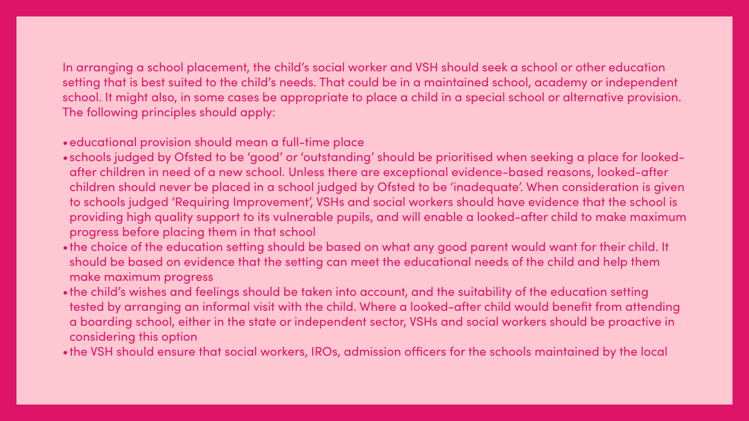In arranging a school placement, the child's social worker and VSH should seek a school or other education setting that is best suited to the child's needs. That could be in a maintained school, academy or independent school. It might also, in some cases be appropriate to place a child in a special school or alternative provision. The following principles should apply:

- educational provision should mean a full-time place
- schools judged by Ofsted to be 'good' or 'outstanding' should be prioritised when seeking a place for looked-after children in need of a new school. Unless there are exceptional evidence-based reasons, looked-after children should never be placed in a school judged by Ofsted to be 'inadequate'. When consideration is given to schools judged 'Requiring Improvement', VSHs and social workers should have evidence that the school is providing high quality support to its vulnerable pupils, and will enable a looked-after child to make maximum progress before placing them in that school
- the choice of the education setting should be based on what any good parent would want for their child. It should be based on evidence that the setting can meet the educational needs of the child and help them make maximum progress
- the child's wishes and feelings should be taken into account, and the suitability of the education setting tested by arranging an informal visit with the child. Where a looked-after child would benefit from attending a boarding school, either in the state or independent sector, VSHs and social workers should be proactive in considering this option
- the VSH should ensure that social workers, IROs, admission officers for the schools maintained by the local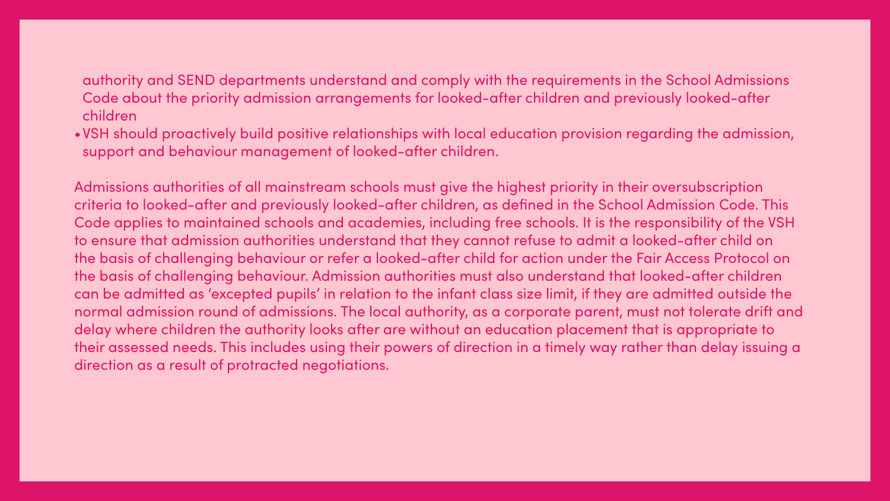authority and SEND departments understand and comply with the requirements in the School Admissions Code about the priority admission arrangements for looked-after children and previously looked-after children
- VSH should proactively build positive relationships with local education provision regarding the admission, support and behaviour management of looked-after children.

Admissions authorities of all mainstream schools must give the highest priority in their oversubscription criteria to looked-after and previously looked-after children, as defined in the School Admission Code. This Code applies to maintained schools and academies, including free schools. It is the responsibility of the VSH to ensure that admission authorities understand that they cannot refuse to admit a looked-after child on the basis of challenging behaviour or refer a looked-after child for action under the Fair Access Protocol on the basis of challenging behaviour. Admission authorities must also understand that looked-after children can be admitted as 'excepted pupils' in relation to the infant class size limit, if they are admitted outside the normal admission round of admissions. The local authority, as a corporate parent, must not tolerate drift and delay where children the authority looks after are without an education placement that is appropriate to their assessed needs. This includes using their powers of direction in a timely way rather than delay issuing a direction as a result of protracted negotiations.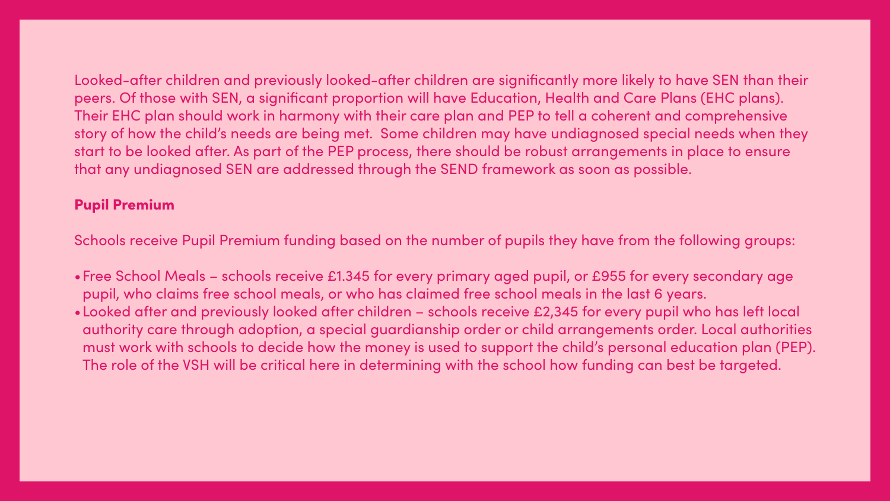Looked-after children and previously looked-after children are significantly more likely to have SEN than their peers. Of those with SEN, a significant proportion will have Education, Health and Care Plans (EHC plans). Their EHC plan should work in harmony with their care plan and PEP to tell a coherent and comprehensive story of how the child's needs are being met. Some children may have undiagnosed special needs when they start to be looked after. As part of the PEP process, there should be robust arrangements in place to ensure that any undiagnosed SEN are addressed through the SEND framework as soon as possible.

## Pupil Premium

Schools receive Pupil Premium funding based on the number of pupils they have from the following groups:

- Free School Meals – schools receive £1.345 for every primary aged pupil, or £955 for every secondary age pupil, who claims free school meals, or who has claimed free school meals in the last 6 years.
- Looked after and previously looked after children – schools receive £2,345 for every pupil who has left local authority care through adoption, a special guardianship order or child arrangements order. Local authorities must work with schools to decide how the money is used to support the child's personal education plan (PEP). The role of the VSH will be critical here in determining with the school how funding can best be targeted.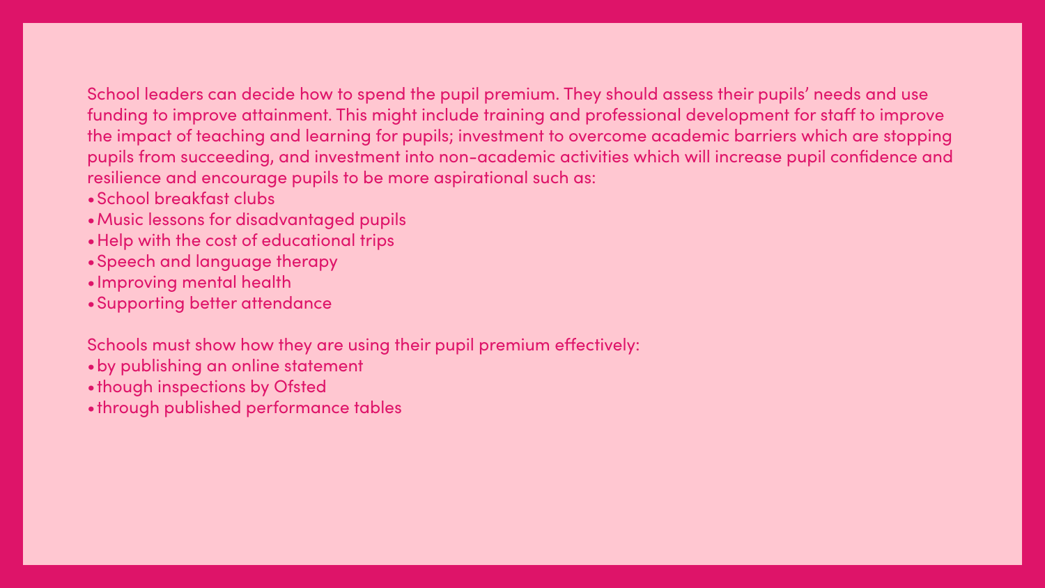School leaders can decide how to spend the pupil premium. They should assess their pupils' needs and use funding to improve attainment. This might include training and professional development for staff to improve the impact of teaching and learning for pupils; investment to overcome academic barriers which are stopping pupils from succeeding, and investment into non-academic activities which will increase pupil confidence and resilience and encourage pupils to be more aspirational such as:

- School breakfast clubs
- Music lessons for disadvantaged pupils
- Help with the cost of educational trips
- Speech and language therapy
- Improving mental health
- Supporting better attendance

Schools must show how they are using their pupil premium effectively:

- by publishing an online statement
- though inspections by Ofsted
- through published performance tables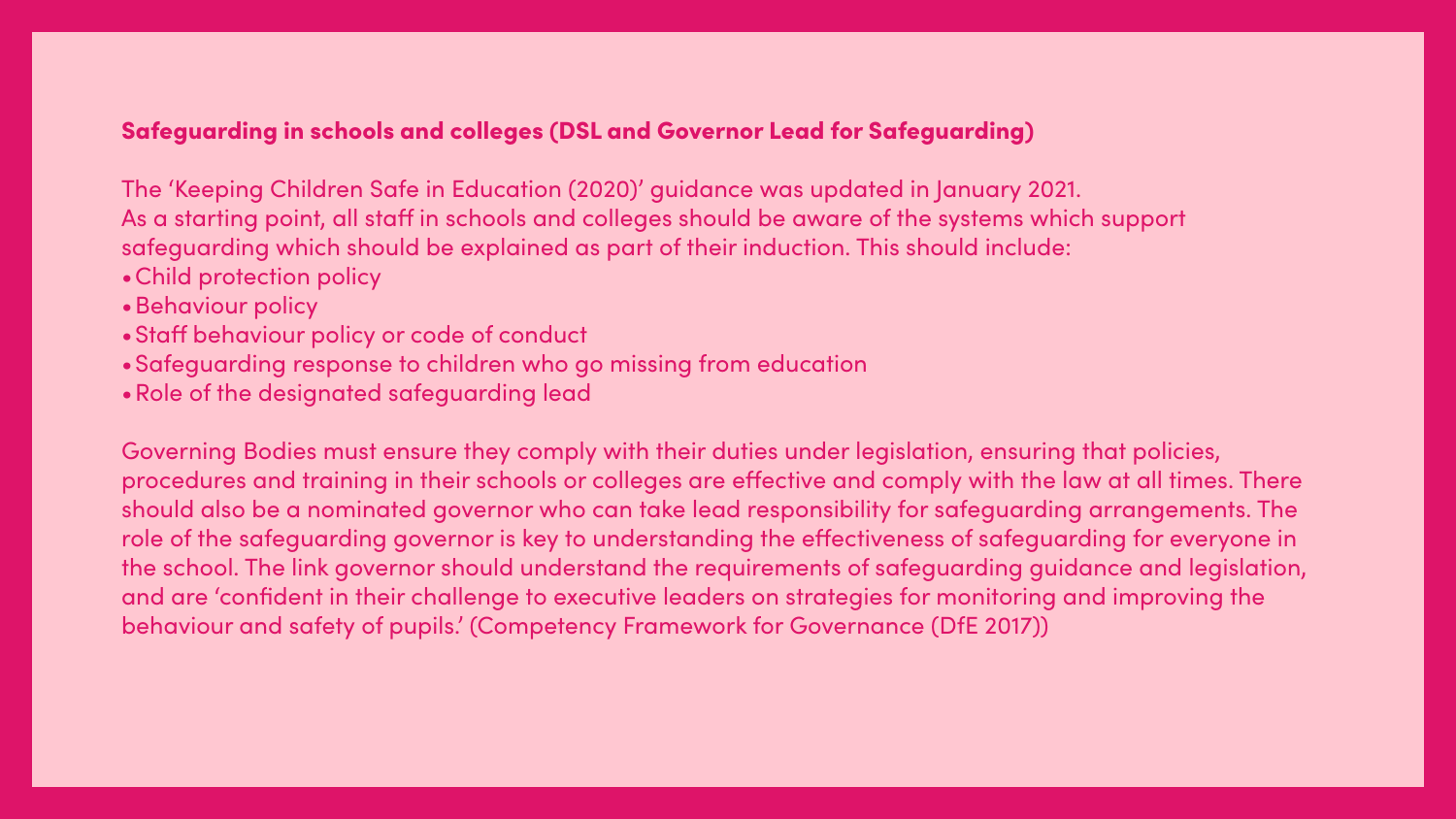## Safeguarding in schools and colleges (DSL and Governor Lead for Safeguarding)

The 'Keeping Children Safe in Education (2020)' guidance was updated in January 2021.
As a starting point, all staff in schools and colleges should be aware of the systems which support safeguarding which should be explained as part of their induction. This should include:

- Child protection policy
- Behaviour policy
- Staff behaviour policy or code of conduct
- Safeguarding response to children who go missing from education
- Role of the designated safeguarding lead

Governing Bodies must ensure they comply with their duties under legislation, ensuring that policies, procedures and training in their schools or colleges are effective and comply with the law at all times. There should also be a nominated governor who can take lead responsibility for safeguarding arrangements. The role of the safeguarding governor is key to understanding the effectiveness of safeguarding for everyone in the school. The link governor should understand the requirements of safeguarding guidance and legislation, and are 'confident in their challenge to executive leaders on strategies for monitoring and improving the behaviour and safety of pupils.' (Competency Framework for Governance (DfE 2017))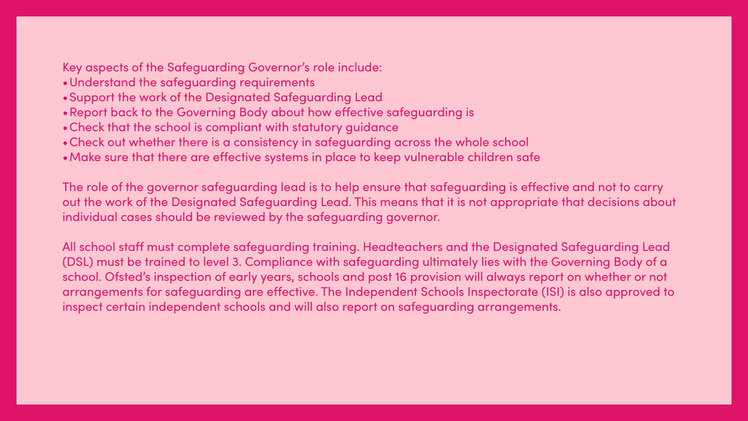Key aspects of the Safeguarding Governor's role include:

- Understand the safeguarding requirements
- Support the work of the Designated Safeguarding Lead
- Report back to the Governing Body about how effective safeguarding is
- Check that the school is compliant with statutory guidance
- Check out whether there is a consistency in safeguarding across the whole school
- Make sure that there are effective systems in place to keep vulnerable children safe

The role of the governor safeguarding lead is to help ensure that safeguarding is effective and not to carry out the work of the Designated Safeguarding Lead. This means that it is not appropriate that decisions about individual cases should be reviewed by the safeguarding governor.

All school staff must complete safeguarding training. Headteachers and the Designated Safeguarding Lead (DSL) must be trained to level 3. Compliance with safeguarding ultimately lies with the Governing Body of a school. Ofsted's inspection of early years, schools and post 16 provision will always report on whether or not arrangements for safeguarding are effective. The Independent Schools Inspectorate (ISI) is also approved to inspect certain independent schools and will also report on safeguarding arrangements.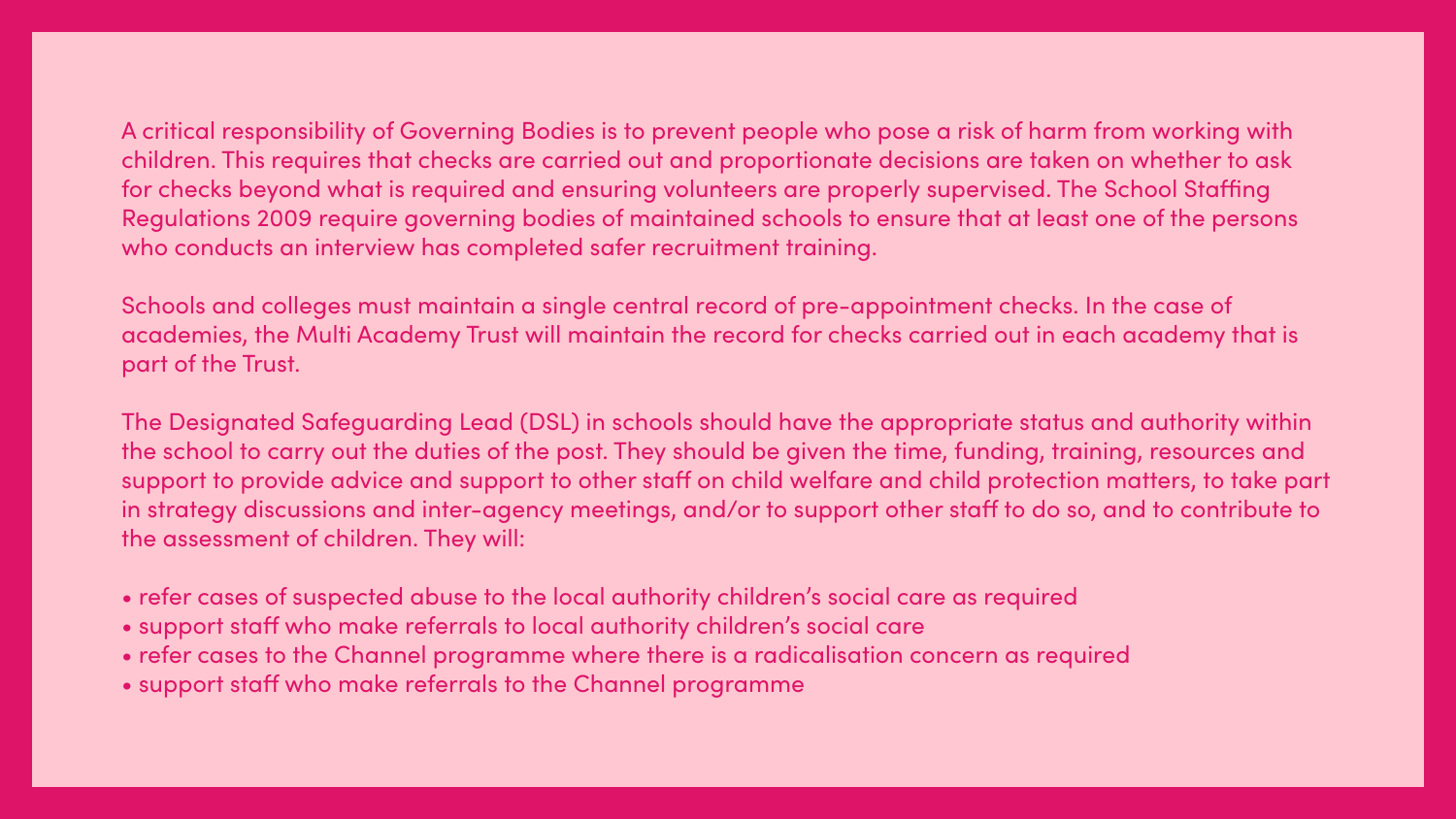A critical responsibility of Governing Bodies is to prevent people who pose a risk of harm from working with children. This requires that checks are carried out and proportionate decisions are taken on whether to ask for checks beyond what is required and ensuring volunteers are properly supervised. The School Staffing Regulations 2009 require governing bodies of maintained schools to ensure that at least one of the persons who conducts an interview has completed safer recruitment training.

Schools and colleges must maintain a single central record of pre-appointment checks. In the case of academies, the Multi Academy Trust will maintain the record for checks carried out in each academy that is part of the Trust.

The Designated Safeguarding Lead (DSL) in schools should have the appropriate status and authority within the school to carry out the duties of the post. They should be given the time, funding, training, resources and support to provide advice and support to other staff on child welfare and child protection matters, to take part in strategy discussions and inter-agency meetings, and/or to support other staff to do so, and to contribute to the assessment of children. They will:

- refer cases of suspected abuse to the local authority children's social care as required
- support staff who make referrals to local authority children's social care
- refer cases to the Channel programme where there is a radicalisation concern as required
- support staff who make referrals to the Channel programme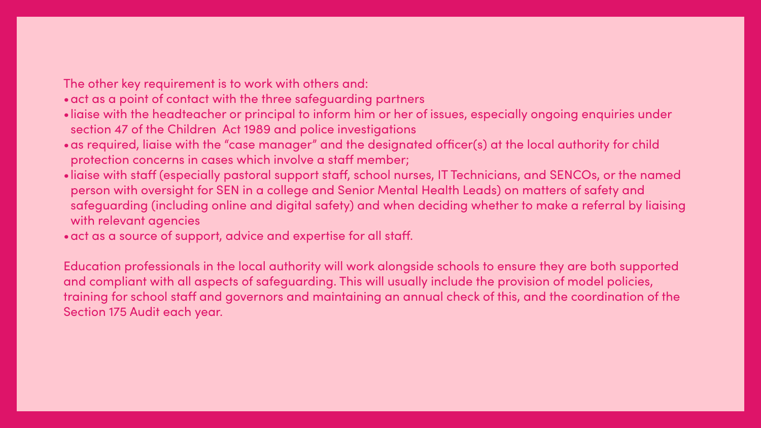The other key requirement is to work with others and:

- act as a point of contact with the three safeguarding partners
- liaise with the headteacher or principal to inform him or her of issues, especially ongoing enquiries under section 47 of the Children Act 1989 and police investigations
- as required, liaise with the "case manager" and the designated officer(s) at the local authority for child protection concerns in cases which involve a staff member;
- liaise with staff (especially pastoral support staff, school nurses, IT Technicians, and SENCOs, or the named person with oversight for SEN in a college and Senior Mental Health Leads) on matters of safety and safeguarding (including online and digital safety) and when deciding whether to make a referral by liaising with relevant agencies
- act as a source of support, advice and expertise for all staff.

Education professionals in the local authority will work alongside schools to ensure they are both supported and compliant with all aspects of safeguarding. This will usually include the provision of model policies, training for school staff and governors and maintaining an annual check of this, and the coordination of the Section 175 Audit each year.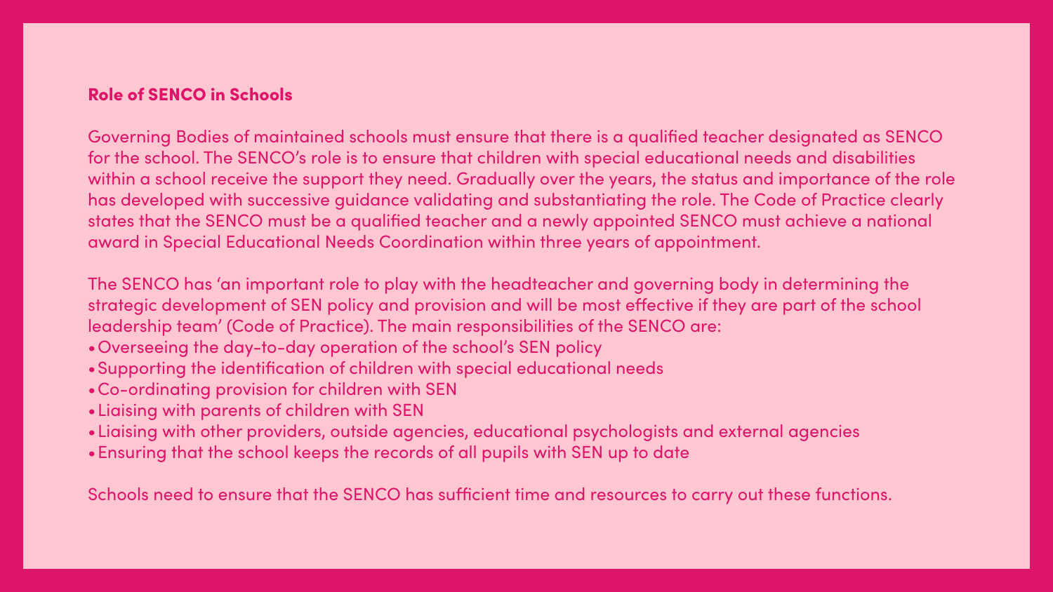## Role of SENCO in Schools

Governing Bodies of maintained schools must ensure that there is a qualified teacher designated as SENCO for the school. The SENCO's role is to ensure that children with special educational needs and disabilities within a school receive the support they need. Gradually over the years, the status and importance of the role has developed with successive guidance validating and substantiating the role. The Code of Practice clearly states that the SENCO must be a qualified teacher and a newly appointed SENCO must achieve a national award in Special Educational Needs Coordination within three years of appointment.

The SENCO has 'an important role to play with the headteacher and governing body in determining the strategic development of SEN policy and provision and will be most effective if they are part of the school leadership team' (Code of Practice). The main responsibilities of the SENCO are:

- Overseeing the day-to-day operation of the school's SEN policy
- Supporting the identification of children with special educational needs
- Co-ordinating provision for children with SEN
- Liaising with parents of children with SEN
- Liaising with other providers, outside agencies, educational psychologists and external agencies
- Ensuring that the school keeps the records of all pupils with SEN up to date

Schools need to ensure that the SENCO has sufficient time and resources to carry out these functions.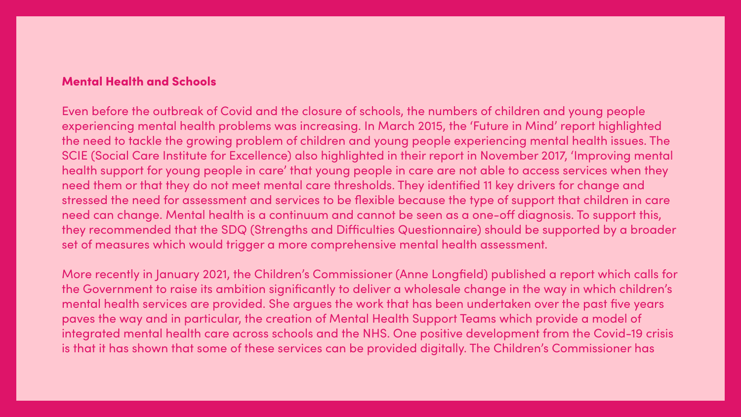## Mental Health and Schools

Even before the outbreak of Covid and the closure of schools, the numbers of children and young people experiencing mental health problems was increasing. In March 2015, the 'Future in Mind' report highlighted the need to tackle the growing problem of children and young people experiencing mental health issues. The SCIE (Social Care Institute for Excellence) also highlighted in their report in November 2017, 'Improving mental health support for young people in care' that young people in care are not able to access services when they need them or that they do not meet mental care thresholds. They identified 11 key drivers for change and stressed the need for assessment and services to be flexible because the type of support that children in care need can change. Mental health is a continuum and cannot be seen as a one-off diagnosis. To support this, they recommended that the SDQ (Strengths and Difficulties Questionnaire) should be supported by a broader set of measures which would trigger a more comprehensive mental health assessment.

More recently in January 2021, the Children's Commissioner (Anne Longfield) published a report which calls for the Government to raise its ambition significantly to deliver a wholesale change in the way in which children's mental health services are provided. She argues the work that has been undertaken over the past five years paves the way and in particular, the creation of Mental Health Support Teams which provide a model of integrated mental health care across schools and the NHS. One positive development from the Covid-19 crisis is that it has shown that some of these services can be provided digitally. The Children's Commissioner has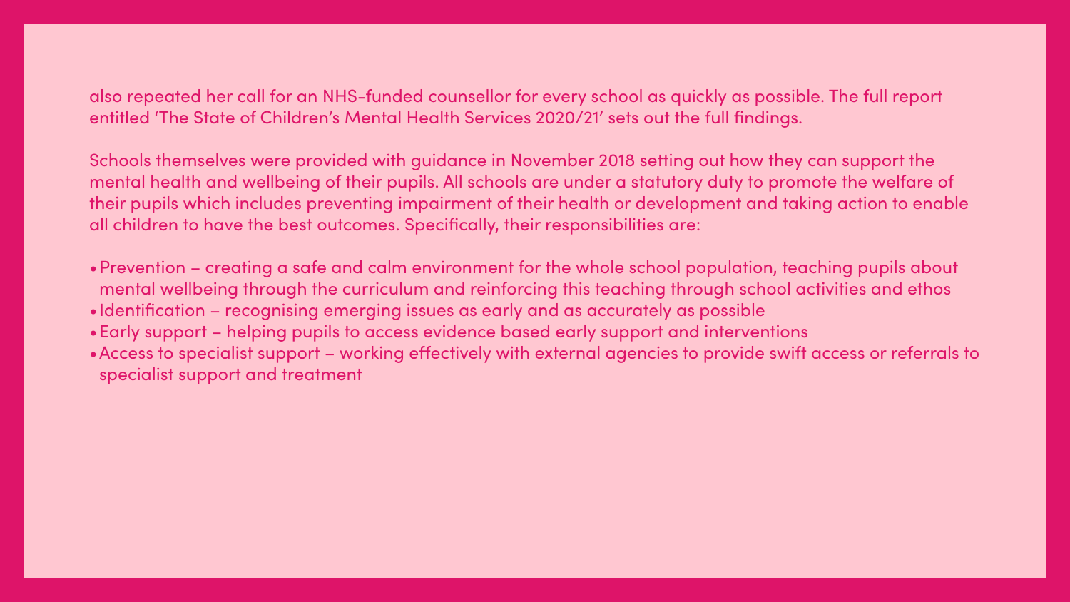also repeated her call for an NHS-funded counsellor for every school as quickly as possible. The full report entitled 'The State of Children's Mental Health Services 2020/21' sets out the full findings.

Schools themselves were provided with guidance in November 2018 setting out how they can support the mental health and wellbeing of their pupils. All schools are under a statutory duty to promote the welfare of their pupils which includes preventing impairment of their health or development and taking action to enable all children to have the best outcomes. Specifically, their responsibilities are:

- Prevention – creating a safe and calm environment for the whole school population, teaching pupils about mental wellbeing through the curriculum and reinforcing this teaching through school activities and ethos
- Identification – recognising emerging issues as early and as accurately as possible
- Early support – helping pupils to access evidence based early support and interventions
- Access to specialist support – working effectively with external agencies to provide swift access or referrals to specialist support and treatment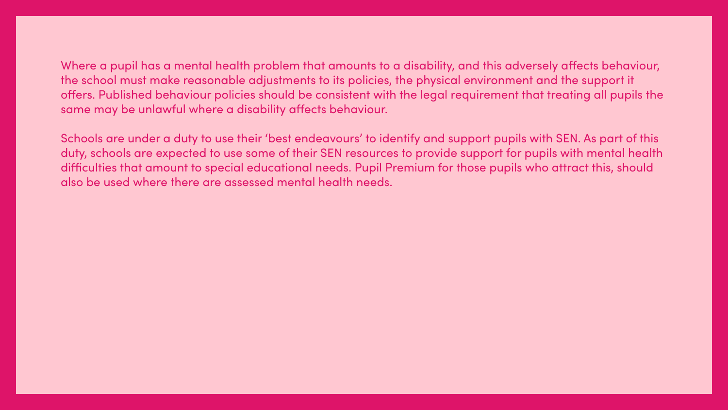Where a pupil has a mental health problem that amounts to a disability, and this adversely affects behaviour, the school must make reasonable adjustments to its policies, the physical environment and the support it offers. Published behaviour policies should be consistent with the legal requirement that treating all pupils the same may be unlawful where a disability affects behaviour.

Schools are under a duty to use their 'best endeavours' to identify and support pupils with SEN. As part of this duty, schools are expected to use some of their SEN resources to provide support for pupils with mental health difficulties that amount to special educational needs. Pupil Premium for those pupils who attract this, should also be used where there are assessed mental health needs.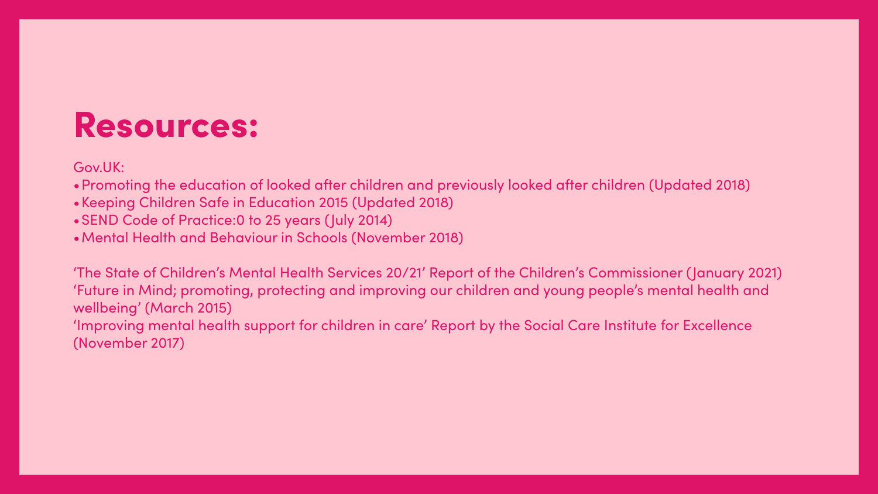# Resources:

Gov.UK:

- Promoting the education of looked after children and previously looked after children (Updated 2018)
- Keeping Children Safe in Education 2015 (Updated 2018)
- SEND Code of Practice:0 to 25 years (July 2014)
- Mental Health and Behaviour in Schools (November 2018)

'The State of Children's Mental Health Services 20/21' Report of the Children's Commissioner (January 2021)
'Future in Mind; promoting, protecting and improving our children and young people's mental health and wellbeing' (March 2015)
'Improving mental health support for children in care' Report by the Social Care Institute for Excellence (November 2017)